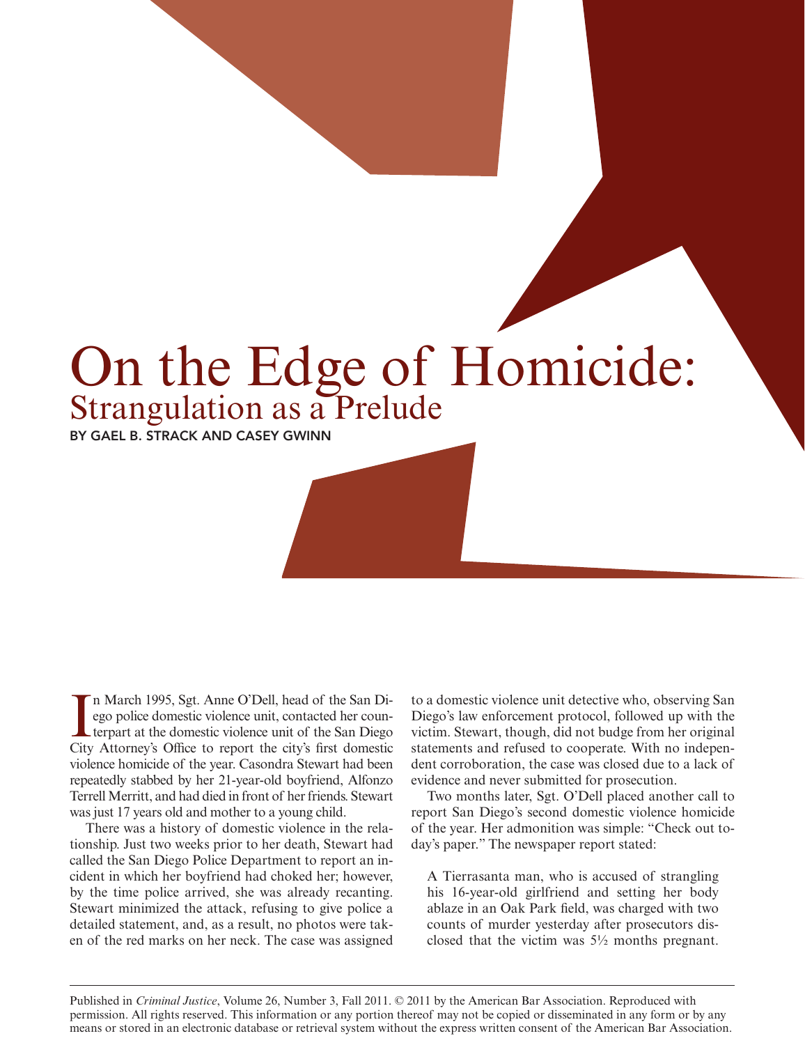# On the Edge of Homicide:
## Strangulation as a Prelude

BY GAEL B. STRACK AND CASEY GWINN

In March 1995, Sgt. Anne O'Dell, head of the San Diego police domestic violence unit, contacted her counterpart at the domestic violence unit of the San Diego City Attorney's Office to report the city's first domestic violence homicide of the year. Casondra Stewart had been repeatedly stabbed by her 21-year-old boyfriend, Alfonzo Terrell Merritt, and had died in front of her friends. Stewart was just 17 years old and mother to a young child.

There was a history of domestic violence in the relationship. Just two weeks prior to her death, Stewart had called the San Diego Police Department to report an incident in which her boyfriend had choked her; however, by the time police arrived, she was already recanting. Stewart minimized the attack, refusing to give police a detailed statement, and, as a result, no photos were taken of the red marks on her neck. The case was assigned to a domestic violence unit detective who, observing San Diego's law enforcement protocol, followed up with the victim. Stewart, though, did not budge from her original statements and refused to cooperate. With no independent corroboration, the case was closed due to a lack of evidence and never submitted for prosecution.

Two months later, Sgt. O'Dell placed another call to report San Diego's second domestic violence homicide of the year. Her admonition was simple: "Check out today's paper." The newspaper report stated:

> A Tierrasanta man, who is accused of strangling his 16-year-old girlfriend and setting her body ablaze in an Oak Park field, was charged with two counts of murder yesterday after prosecutors disclosed that the victim was 5½ months pregnant.

Published in *Criminal Justice*, Volume 26, Number 3, Fall 2011. © 2011 by the American Bar Association. Reproduced with permission. All rights reserved. This information or any portion thereof may not be copied or disseminated in any form or by any means or stored in an electronic database or retrieval system without the express written consent of the American Bar Association.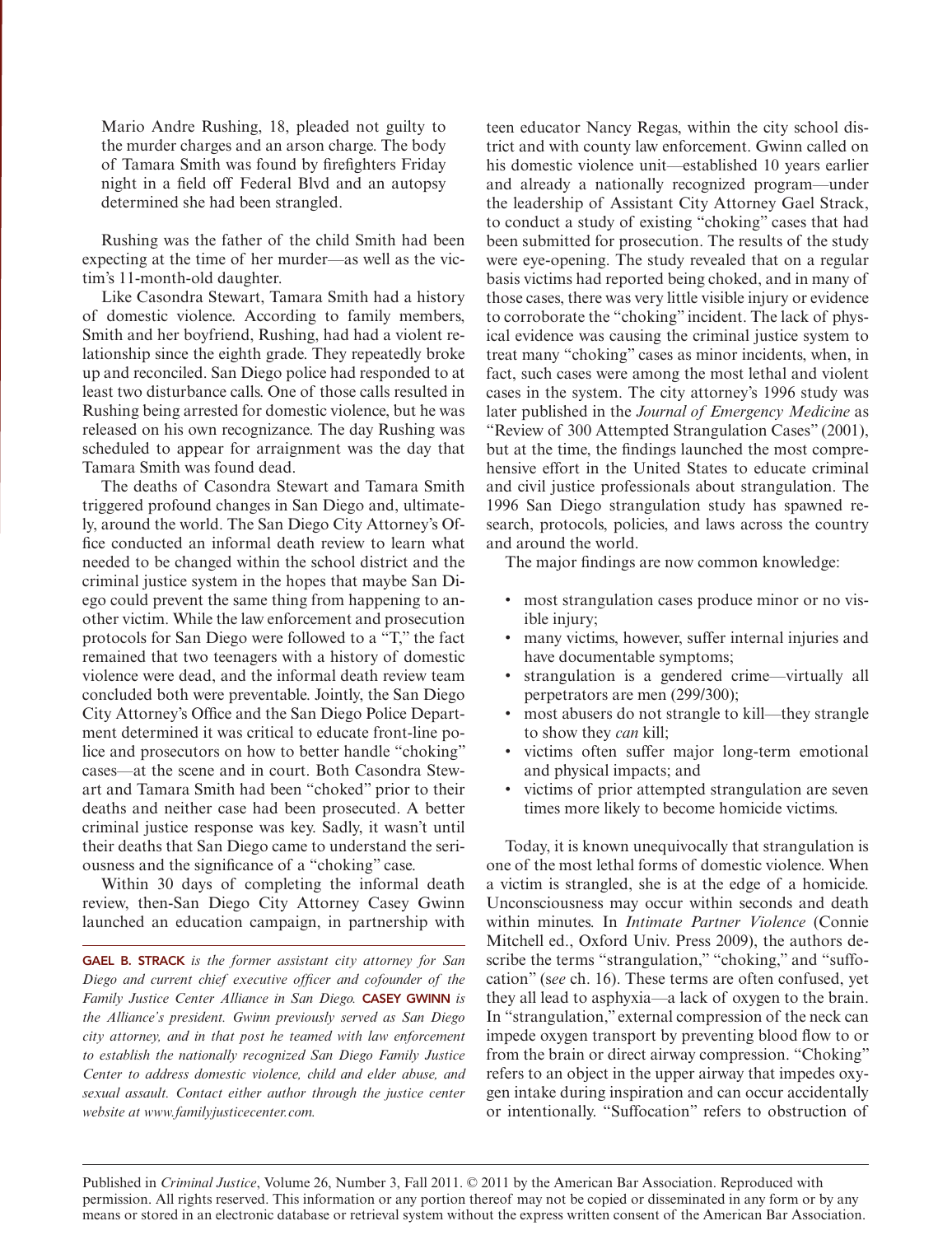> Mario Andre Rushing, 18, pleaded not guilty to the murder charges and an arson charge. The body of Tamara Smith was found by firefighters Friday night in a field off Federal Blvd and an autopsy determined she had been strangled.

Rushing was the father of the child Smith had been expecting at the time of her murder—as well as the victim's 11-month-old daughter.

Like Casondra Stewart, Tamara Smith had a history of domestic violence. According to family members, Smith and her boyfriend, Rushing, had had a violent relationship since the eighth grade. They repeatedly broke up and reconciled. San Diego police had responded to at least two disturbance calls. One of those calls resulted in Rushing being arrested for domestic violence, but he was released on his own recognizance. The day Rushing was scheduled to appear for arraignment was the day that Tamara Smith was found dead.

The deaths of Casondra Stewart and Tamara Smith triggered profound changes in San Diego and, ultimately, around the world. The San Diego City Attorney's Office conducted an informal death review to learn what needed to be changed within the school district and the criminal justice system in the hopes that maybe San Diego could prevent the same thing from happening to another victim. While the law enforcement and prosecution protocols for San Diego were followed to a "T," the fact remained that two teenagers with a history of domestic violence were dead, and the informal death review team concluded both were preventable. Jointly, the San Diego City Attorney's Office and the San Diego Police Department determined it was critical to educate front-line police and prosecutors on how to better handle "choking" cases—at the scene and in court. Both Casondra Stewart and Tamara Smith had been "choked" prior to their deaths and neither case had been prosecuted. A better criminal justice response was key. Sadly, it wasn't until their deaths that San Diego came to understand the seriousness and the significance of a "choking" case.

Within 30 days of completing the informal death review, then-San Diego City Attorney Casey Gwinn launched an education campaign, in partnership with teen educator Nancy Regas, within the city school district and with county law enforcement. Gwinn called on his domestic violence unit—established 10 years earlier and already a nationally recognized program—under the leadership of Assistant City Attorney Gael Strack, to conduct a study of existing "choking" cases that had been submitted for prosecution. The results of the study were eye-opening. The study revealed that on a regular basis victims had reported being choked, and in many of those cases, there was very little visible injury or evidence to corroborate the "choking" incident. The lack of physical evidence was causing the criminal justice system to treat many "choking" cases as minor incidents, when, in fact, such cases were among the most lethal and violent cases in the system. The city attorney's 1996 study was later published in the *Journal of Emergency Medicine* as "Review of 300 Attempted Strangulation Cases" (2001), but at the time, the findings launched the most comprehensive effort in the United States to educate criminal and civil justice professionals about strangulation. The 1996 San Diego strangulation study has spawned research, protocols, policies, and laws across the country and around the world.

The major findings are now common knowledge:

- most strangulation cases produce minor or no visible injury;
- many victims, however, suffer internal injuries and have documentable symptoms;
- strangulation is a gendered crime—virtually all perpetrators are men (299/300);
- most abusers do not strangle to kill—they strangle to show they *can* kill;
- victims often suffer major long-term emotional and physical impacts; and
- victims of prior attempted strangulation are seven times more likely to become homicide victims.

Today, it is known unequivocally that strangulation is one of the most lethal forms of domestic violence. When a victim is strangled, she is at the edge of a homicide. Unconsciousness may occur within seconds and death within minutes. In *Intimate Partner Violence* (Connie Mitchell ed., Oxford Univ. Press 2009), the authors describe the terms "strangulation," "choking," and "suffocation" (*see* ch. 16). These terms are often confused, yet they all lead to asphyxia—a lack of oxygen to the brain. In "strangulation," external compression of the neck can impede oxygen transport by preventing blood flow to or from the brain or direct airway compression. "Choking" refers to an object in the upper airway that impedes oxygen intake during inspiration and can occur accidentally or intentionally. "Suffocation" refers to obstruction of

---

**GAEL B. STRACK** *is the former assistant city attorney for San Diego and current chief executive officer and cofounder of the Family Justice Center Alliance in San Diego.* **CASEY GWINN** *is the Alliance's president. Gwinn previously served as San Diego city attorney, and in that post he teamed with law enforcement to establish the nationally recognized San Diego Family Justice Center to address domestic violence, child and elder abuse, and sexual assault. Contact either author through the justice center website at www.familyjusticecenter.com.*

Published in *Criminal Justice*, Volume 26, Number 3, Fall 2011. © 2011 by the American Bar Association. Reproduced with permission. All rights reserved. This information or any portion thereof may not be copied or disseminated in any form or by any means or stored in an electronic database or retrieval system without the express written consent of the American Bar Association.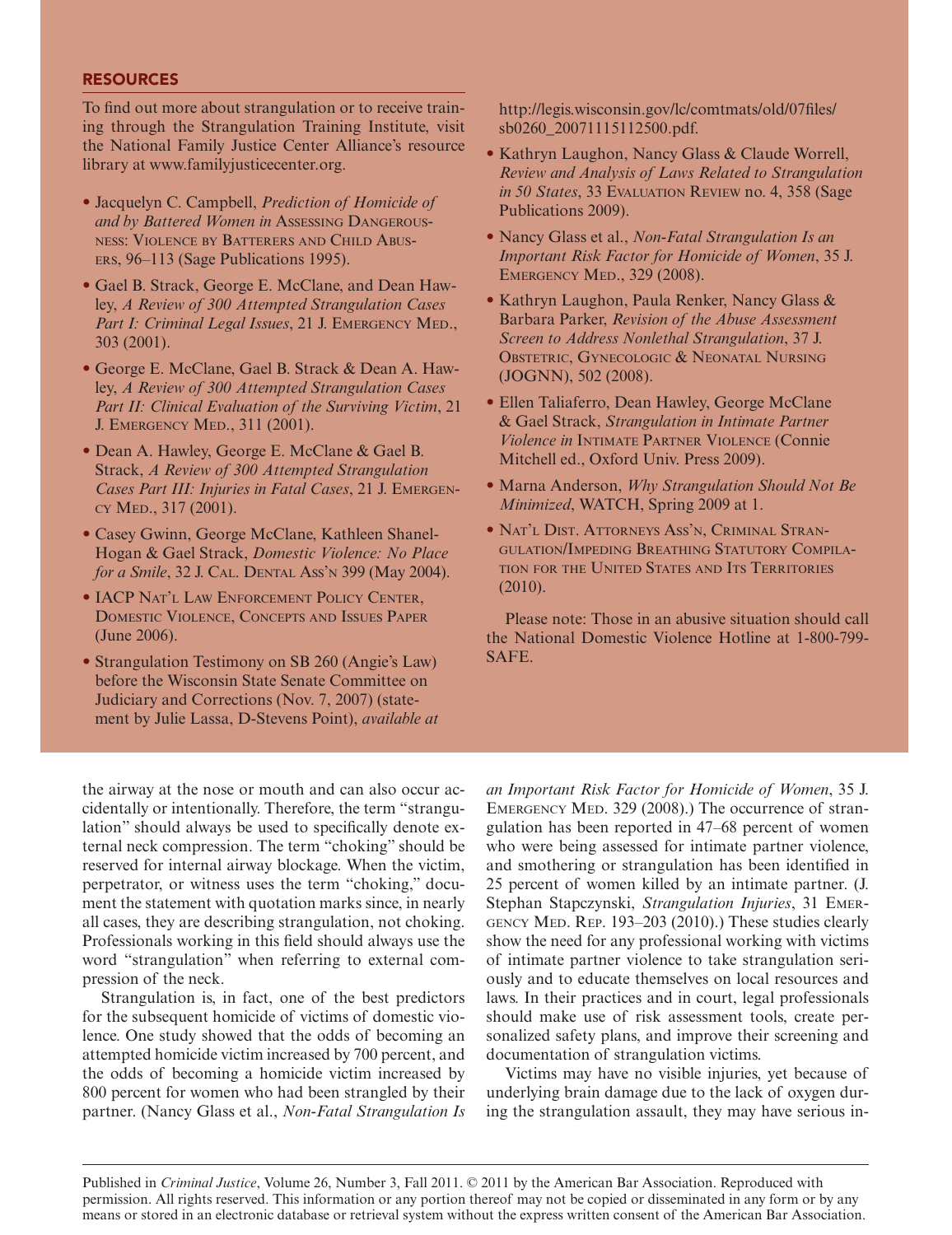## RESOURCES

To find out more about strangulation or to receive training through the Strangulation Training Institute, visit the National Family Justice Center Alliance's resource library at www.familyjusticecenter.org.

- Jacquelyn C. Campbell, *Prediction of Homicide of and by Battered Women in* Assessing Dangerousness: Violence by Batterers and Child Abusers, 96–113 (Sage Publications 1995).
- Gael B. Strack, George E. McClane, and Dean Hawley, *A Review of 300 Attempted Strangulation Cases Part I: Criminal Legal Issues*, 21 J. Emergency Med., 303 (2001).
- George E. McClane, Gael B. Strack & Dean A. Hawley, *A Review of 300 Attempted Strangulation Cases Part II: Clinical Evaluation of the Surviving Victim*, 21 J. Emergency Med., 311 (2001).
- Dean A. Hawley, George E. McClane & Gael B. Strack, *A Review of 300 Attempted Strangulation Cases Part III: Injuries in Fatal Cases*, 21 J. Emergency Med., 317 (2001).
- Casey Gwinn, George McClane, Kathleen Shanel-Hogan & Gael Strack, *Domestic Violence: No Place for a Smile*, 32 J. Cal. Dental Ass'n 399 (May 2004).
- IACP Nat'l Law Enforcement Policy Center, Domestic Violence, Concepts and Issues Paper (June 2006).
- Strangulation Testimony on SB 260 (Angie's Law) before the Wisconsin State Senate Committee on Judiciary and Corrections (Nov. 7, 2007) (statement by Julie Lassa, D-Stevens Point), *available at* http://legis.wisconsin.gov/lc/comtmats/old/07files/sb0260_20071115112500.pdf.
- Kathryn Laughon, Nancy Glass & Claude Worrell, *Review and Analysis of Laws Related to Strangulation in 50 States*, 33 Evaluation Review no. 4, 358 (Sage Publications 2009).
- Nancy Glass et al., *Non-Fatal Strangulation Is an Important Risk Factor for Homicide of Women*, 35 J. Emergency Med., 329 (2008).
- Kathryn Laughon, Paula Renker, Nancy Glass & Barbara Parker, *Revision of the Abuse Assessment Screen to Address Nonlethal Strangulation*, 37 J. Obstetric, Gynecologic & Neonatal Nursing (JOGNN), 502 (2008).
- Ellen Taliaferro, Dean Hawley, George McClane & Gael Strack, *Strangulation in Intimate Partner Violence in* Intimate Partner Violence (Connie Mitchell ed., Oxford Univ. Press 2009).
- Marna Anderson, *Why Strangulation Should Not Be Minimized*, WATCH, Spring 2009 at 1.
- Nat'l Dist. Attorneys Ass'n, Criminal Strangulation/Impeding Breathing Statutory Compilation for the United States and Its Territories (2010).

Please note: Those in an abusive situation should call the National Domestic Violence Hotline at 1-800-799-SAFE.

the airway at the nose or mouth and can also occur accidentally or intentionally. Therefore, the term "strangulation" should always be used to specifically denote external neck compression. The term "choking" should be reserved for internal airway blockage. When the victim, perpetrator, or witness uses the term "choking," document the statement with quotation marks since, in nearly all cases, they are describing strangulation, not choking. Professionals working in this field should always use the word "strangulation" when referring to external compression of the neck.

Strangulation is, in fact, one of the best predictors for the subsequent homicide of victims of domestic violence. One study showed that the odds of becoming an attempted homicide victim increased by 700 percent, and the odds of becoming a homicide victim increased by 800 percent for women who had been strangled by their partner. (Nancy Glass et al., *Non-Fatal Strangulation Is an Important Risk Factor for Homicide of Women*, 35 J. Emergency Med. 329 (2008).) The occurrence of strangulation has been reported in 47–68 percent of women who were being assessed for intimate partner violence, and smothering or strangulation has been identified in 25 percent of women killed by an intimate partner. (J. Stephan Stapczynski, *Strangulation Injuries*, 31 Emergency Med. Rep. 193–203 (2010).) These studies clearly show the need for any professional working with victims of intimate partner violence to take strangulation seriously and to educate themselves on local resources and laws. In their practices and in court, legal professionals should make use of risk assessment tools, create personalized safety plans, and improve their screening and documentation of strangulation victims.

Victims may have no visible injuries, yet because of underlying brain damage due to the lack of oxygen during the strangulation assault, they may have serious in-

Published in *Criminal Justice*, Volume 26, Number 3, Fall 2011. © 2011 by the American Bar Association. Reproduced with permission. All rights reserved. This information or any portion thereof may not be copied or disseminated in any form or by any means or stored in an electronic database or retrieval system without the express written consent of the American Bar Association.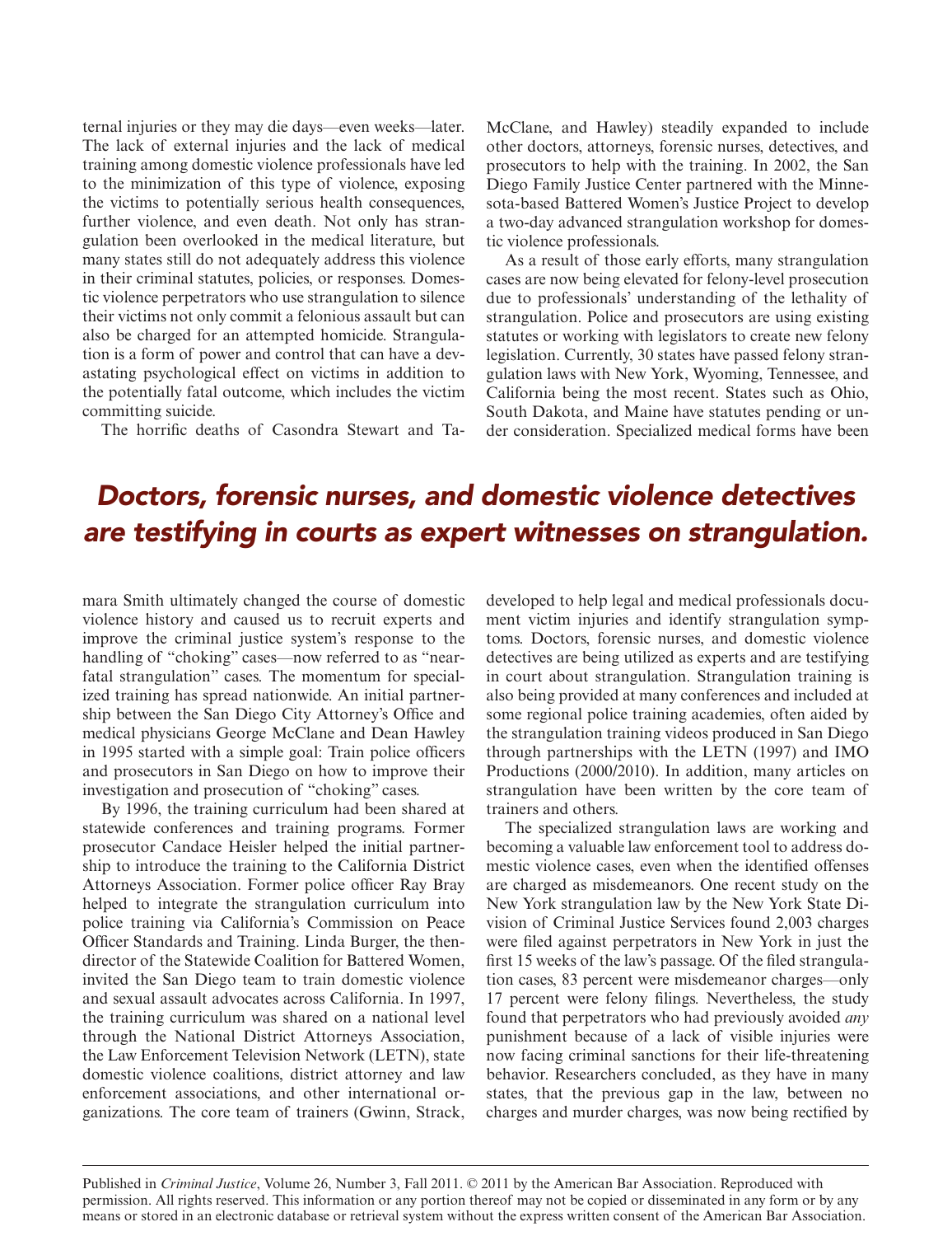ternal injuries or they may die days—even weeks—later. The lack of external injuries and the lack of medical training among domestic violence professionals have led to the minimization of this type of violence, exposing the victims to potentially serious health consequences, further violence, and even death. Not only has strangulation been overlooked in the medical literature, but many states still do not adequately address this violence in their criminal statutes, policies, or responses. Domestic violence perpetrators who use strangulation to silence their victims not only commit a felonious assault but can also be charged for an attempted homicide. Strangulation is a form of power and control that can have a devastating psychological effect on victims in addition to the potentially fatal outcome, which includes the victim committing suicide.

The horrific deaths of Casondra Stewart and Tamara Smith ultimately changed the course of domestic violence history and caused us to recruit experts and improve the criminal justice system's response to the handling of "choking" cases—now referred to as "near-fatal strangulation" cases. The momentum for specialized training has spread nationwide. An initial partnership between the San Diego City Attorney's Office and medical physicians George McClane and Dean Hawley in 1995 started with a simple goal: Train police officers and prosecutors in San Diego on how to improve their investigation and prosecution of "choking" cases.

By 1996, the training curriculum had been shared at statewide conferences and training programs. Former prosecutor Candace Heisler helped the initial partnership to introduce the training to the California District Attorneys Association. Former police officer Ray Bray helped to integrate the strangulation curriculum into police training via California's Commission on Peace Officer Standards and Training. Linda Burger, the then-director of the Statewide Coalition for Battered Women, invited the San Diego team to train domestic violence and sexual assault advocates across California. In 1997, the training curriculum was shared on a national level through the National District Attorneys Association, the Law Enforcement Television Network (LETN), state domestic violence coalitions, district attorney and law enforcement associations, and other international organizations. The core team of trainers (Gwinn, Strack, McClane, and Hawley) steadily expanded to include other doctors, attorneys, forensic nurses, detectives, and prosecutors to help with the training. In 2002, the San Diego Family Justice Center partnered with the Minnesota-based Battered Women's Justice Project to develop a two-day advanced strangulation workshop for domestic violence professionals.

**Doctors, forensic nurses, and domestic violence detectives are testifying in courts as expert witnesses on strangulation.**

As a result of those early efforts, many strangulation cases are now being elevated for felony-level prosecution due to professionals' understanding of the lethality of strangulation. Police and prosecutors are using existing statutes or working with legislators to create new felony legislation. Currently, 30 states have passed felony strangulation laws with New York, Wyoming, Tennessee, and California being the most recent. States such as Ohio, South Dakota, and Maine have statutes pending or under consideration. Specialized medical forms have been developed to help legal and medical professionals document victim injuries and identify strangulation symptoms. Doctors, forensic nurses, and domestic violence detectives are being utilized as experts and are testifying in court about strangulation. Strangulation training is also being provided at many conferences and included at some regional police training academies, often aided by the strangulation training videos produced in San Diego through partnerships with the LETN (1997) and IMO Productions (2000/2010). In addition, many articles on strangulation have been written by the core team of trainers and others.

The specialized strangulation laws are working and becoming a valuable law enforcement tool to address domestic violence cases, even when the identified offenses are charged as misdemeanors. One recent study on the New York strangulation law by the New York State Division of Criminal Justice Services found 2,003 charges were filed against perpetrators in New York in just the first 15 weeks of the law's passage. Of the filed strangulation cases, 83 percent were misdemeanor charges—only 17 percent were felony filings. Nevertheless, the study found that perpetrators who had previously avoided *any* punishment because of a lack of visible injuries were now facing criminal sanctions for their life-threatening behavior. Researchers concluded, as they have in many states, that the previous gap in the law, between no charges and murder charges, was now being rectified by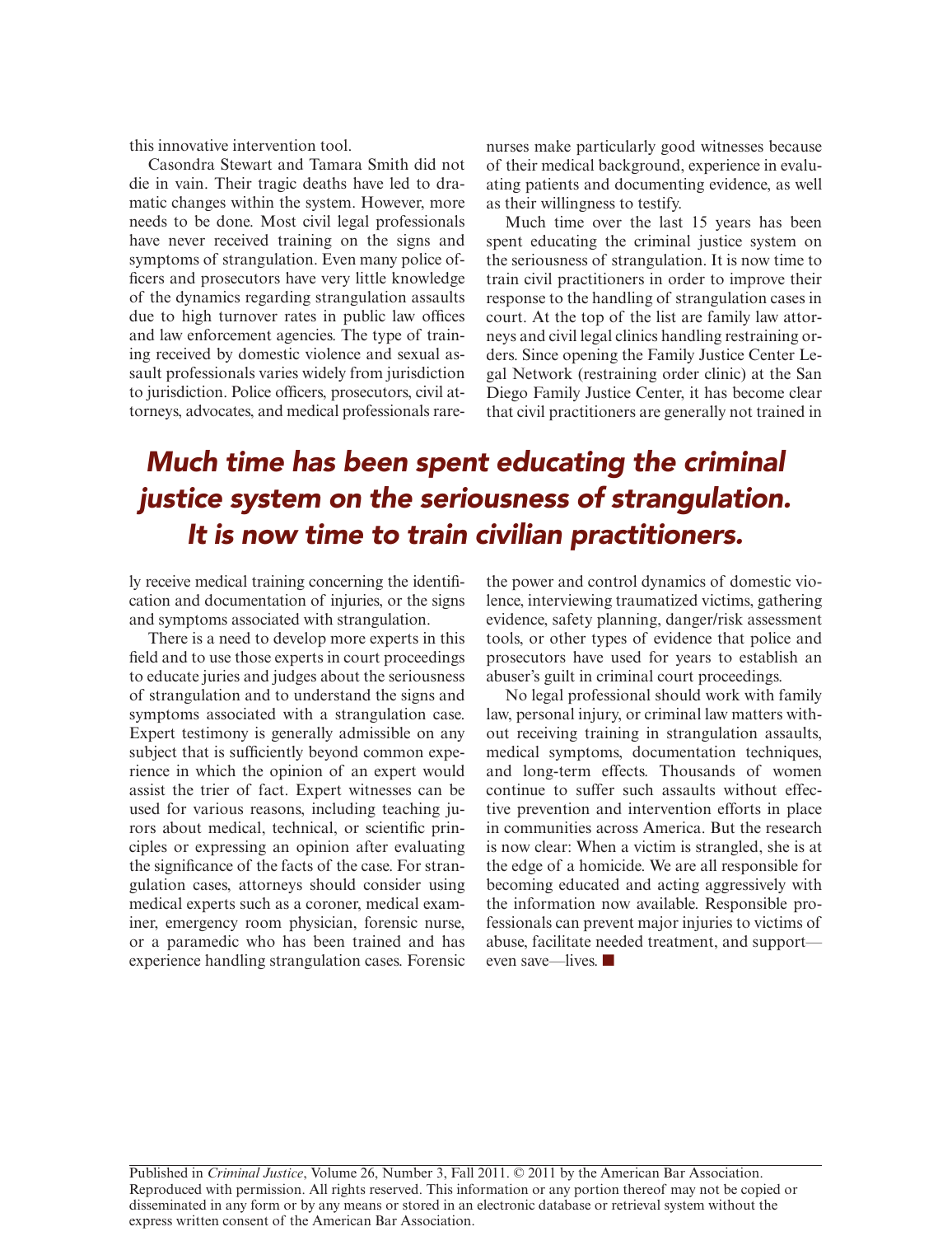this innovative intervention tool.

Casondra Stewart and Tamara Smith did not die in vain. Their tragic deaths have led to dramatic changes within the system. However, more needs to be done. Most civil legal professionals have never received training on the signs and symptoms of strangulation. Even many police officers and prosecutors have very little knowledge of the dynamics regarding strangulation assaults due to high turnover rates in public law offices and law enforcement agencies. The type of training received by domestic violence and sexual assault professionals varies widely from jurisdiction to jurisdiction. Police officers, prosecutors, civil attorneys, advocates, and medical professionals rarely receive medical training concerning the identification and documentation of injuries, or the signs and symptoms associated with strangulation.

There is a need to develop more experts in this field and to use those experts in court proceedings to educate juries and judges about the seriousness of strangulation and to understand the signs and symptoms associated with a strangulation case. Expert testimony is generally admissible on any subject that is sufficiently beyond common experience in which the opinion of an expert would assist the trier of fact. Expert witnesses can be used for various reasons, including teaching jurors about medical, technical, or scientific principles or expressing an opinion after evaluating the significance of the facts of the case. For strangulation cases, attorneys should consider using medical experts such as a coroner, medical examiner, emergency room physician, forensic nurse, or a paramedic who has been trained and has experience handling strangulation cases. Forensic nurses make particularly good witnesses because of their medical background, experience in evaluating patients and documenting evidence, as well as their willingness to testify.

Much time over the last 15 years has been spent educating the criminal justice system on the seriousness of strangulation. It is now time to train civil practitioners in order to improve their response to the handling of strangulation cases in court. At the top of the list are family law attorneys and civil legal clinics handling restraining orders. Since opening the Family Justice Center Legal Network (restraining order clinic) at the San Diego Family Justice Center, it has become clear that civil practitioners are generally not trained in the power and control dynamics of domestic violence, interviewing traumatized victims, gathering evidence, safety planning, danger/risk assessment tools, or other types of evidence that police and prosecutors have used for years to establish an abuser's guilt in criminal court proceedings.

***Much time has been spent educating the criminal justice system on the seriousness of strangulation. It is now time to train civilian practitioners.***

No legal professional should work with family law, personal injury, or criminal law matters without receiving training in strangulation assaults, medical symptoms, documentation techniques, and long-term effects. Thousands of women continue to suffer such assaults without effective prevention and intervention efforts in place in communities across America. But the research is now clear: When a victim is strangled, she is at the edge of a homicide. We are all responsible for becoming educated and acting aggressively with the information now available. Responsible professionals can prevent major injuries to victims of abuse, facilitate needed treatment, and support—even save—lives. ■

Published in *Criminal Justice*, Volume 26, Number 3, Fall 2011. © 2011 by the American Bar Association. Reproduced with permission. All rights reserved. This information or any portion thereof may not be copied or disseminated in any form or by any means or stored in an electronic database or retrieval system without the express written consent of the American Bar Association.